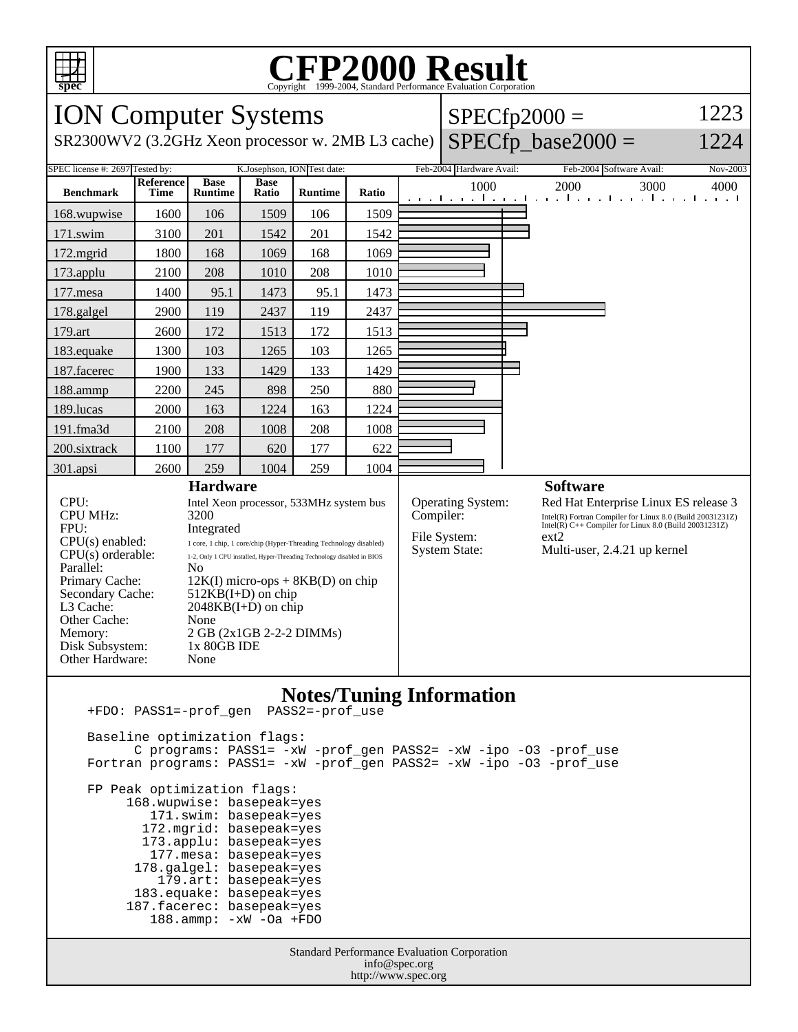# CFP2000 Result

Copyright 1999-2004, Standard Performance Evaluation Corporation

## ION Computer Systems

SR2300WV2 (3.2GHz Xeon processor w. 2MB L3 cache)

SPECfp2000 = 1223

SPECfp_base2000 = 1224

SPEC license #: 2697 | Tested by: K.Josephson, ION | Test date: Feb-2004 | Hardware Avail: Feb-2004 | Software Avail: Nov-2003

| Benchmark | Reference Time | Base Runtime | Base Ratio | Runtime | Ratio |
|---|---|---|---|---|---|
| 168.wupwise | 1600 | 106 | 1509 | 106 | 1509 |
| 171.swim | 3100 | 201 | 1542 | 201 | 1542 |
| 172.mgrid | 1800 | 168 | 1069 | 168 | 1069 |
| 173.applu | 2100 | 208 | 1010 | 208 | 1010 |
| 177.mesa | 1400 | 95.1 | 1473 | 95.1 | 1473 |
| 178.galgel | 2900 | 119 | 2437 | 119 | 2437 |
| 179.art | 2600 | 172 | 1513 | 172 | 1513 |
| 183.equake | 1300 | 103 | 1265 | 103 | 1265 |
| 187.facerec | 1900 | 133 | 1429 | 133 | 1429 |
| 188.ammp | 2200 | 245 | 898 | 250 | 880 |
| 189.lucas | 2000 | 163 | 1224 | 163 | 1224 |
| 191.fma3d | 2100 | 208 | 1008 | 208 | 1008 |
| 200.sixtrack | 1100 | 177 | 620 | 177 | 622 |
| 301.apsi | 2600 | 259 | 1004 | 259 | 1004 |

### Hardware

| | |
|---|---|
| CPU: | Intel Xeon processor, 533MHz system bus |
| CPU MHz: | 3200 |
| FPU: | Integrated |
| CPU(s) enabled: | 1 core, 1 chip, 1 core/chip (Hyper-Threading Technology disabled) |
| CPU(s) orderable: | 1-2, Only 1 CPU installed, Hyper-Threading Technology disabled in BIOS |
| Parallel: | No |
| Primary Cache: | 12K(I) micro-ops + 8KB(D) on chip |
| Secondary Cache: | 512KB(I+D) on chip |
| L3 Cache: | 2048KB(I+D) on chip |
| Other Cache: | None |
| Memory: | 2 GB (2x1GB 2-2-2 DIMMs) |
| Disk Subsystem: | 1x 80GB IDE |
| Other Hardware: | None |

### Software

| | |
|---|---|
| Operating System: | Red Hat Enterprise Linux ES release 3 |
| Compiler: | Intel(R) Fortran Compiler for Linux 8.0 (Build 20031231Z) Intel(R) C++ Compiler for Linux 8.0 (Build 20031231Z) |
| File System: | ext2 |
| System State: | Multi-user, 2.4.21 up kernel |

### Notes/Tuning Information

```
+FDO: PASS1=-prof_gen  PASS2=-prof_use

Baseline optimization flags:
      C programs: PASS1= -xW -prof_gen PASS2= -xW -ipo -O3 -prof_use
Fortran programs: PASS1= -xW -prof_gen PASS2= -xW -ipo -O3 -prof_use

FP Peak optimization flags:
     168.wupwise: basepeak=yes
        171.swim: basepeak=yes
       172.mgrid: basepeak=yes
       173.applu: basepeak=yes
        177.mesa: basepeak=yes
      178.galgel: basepeak=yes
         179.art: basepeak=yes
      183.equake: basepeak=yes
     187.facerec: basepeak=yes
        188.ammp: -xW -Oa +FDO
```

Standard Performance Evaluation Corporation
info@spec.org
http://www.spec.org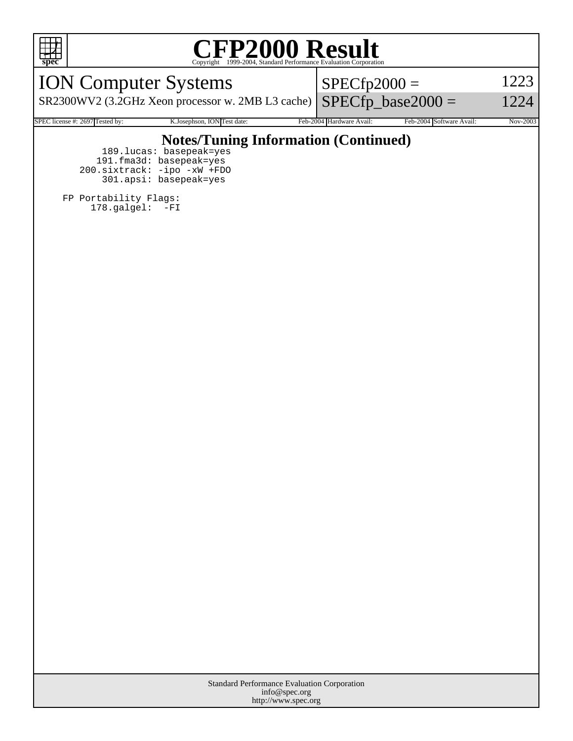# CFP2000 Result

Copyright 1999-2004, Standard Performance Evaluation Corporation

**ION Computer Systems**

SR2300WV2 (3.2GHz Xeon processor w. 2MB L3 cache)

SPECfp2000 = 1223

SPECfp_base2000 = 1224

| SPEC license #: | 2697 | Tested by: | K.Josephson, ION | Test date: | Feb-2004 | Hardware Avail: | Feb-2004 | Software Avail: | Nov-2003 |
|---|---|---|---|---|---|---|---|---|---|

## Notes/Tuning Information (Continued)

```
      189.lucas: basepeak=yes
     191.fma3d: basepeak=yes
  200.sixtrack: -ipo -xW +FDO
      301.apsi: basepeak=yes

FP Portability Flags:
    178.galgel:  -FI
```

Standard Performance Evaluation Corporation
info@spec.org
http://www.spec.org